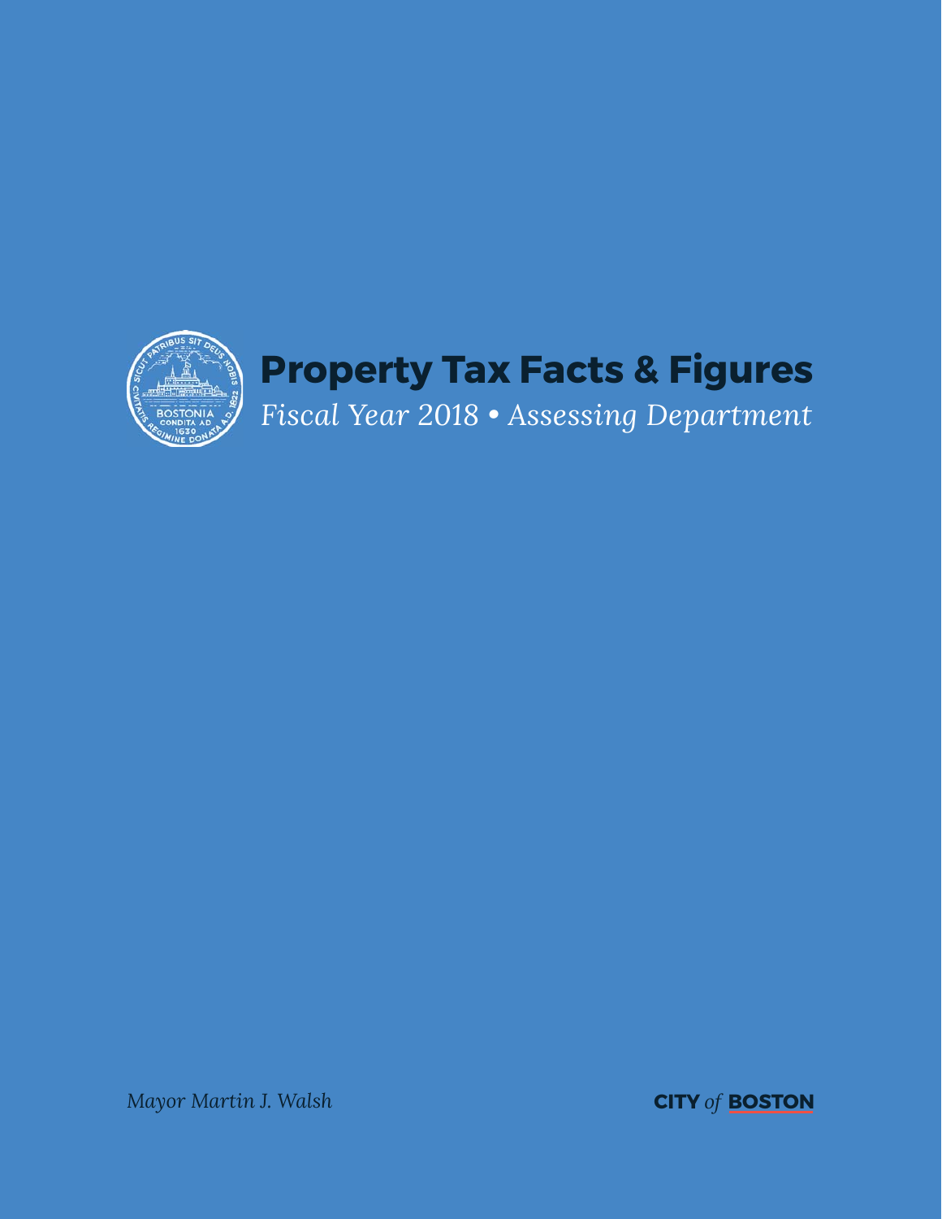# Property Tax Facts & Figures

*Fiscal Year 2018 • Assessing Department*

*Mayor Martin J. Walsh*

**CITY** *of* **BOSTON**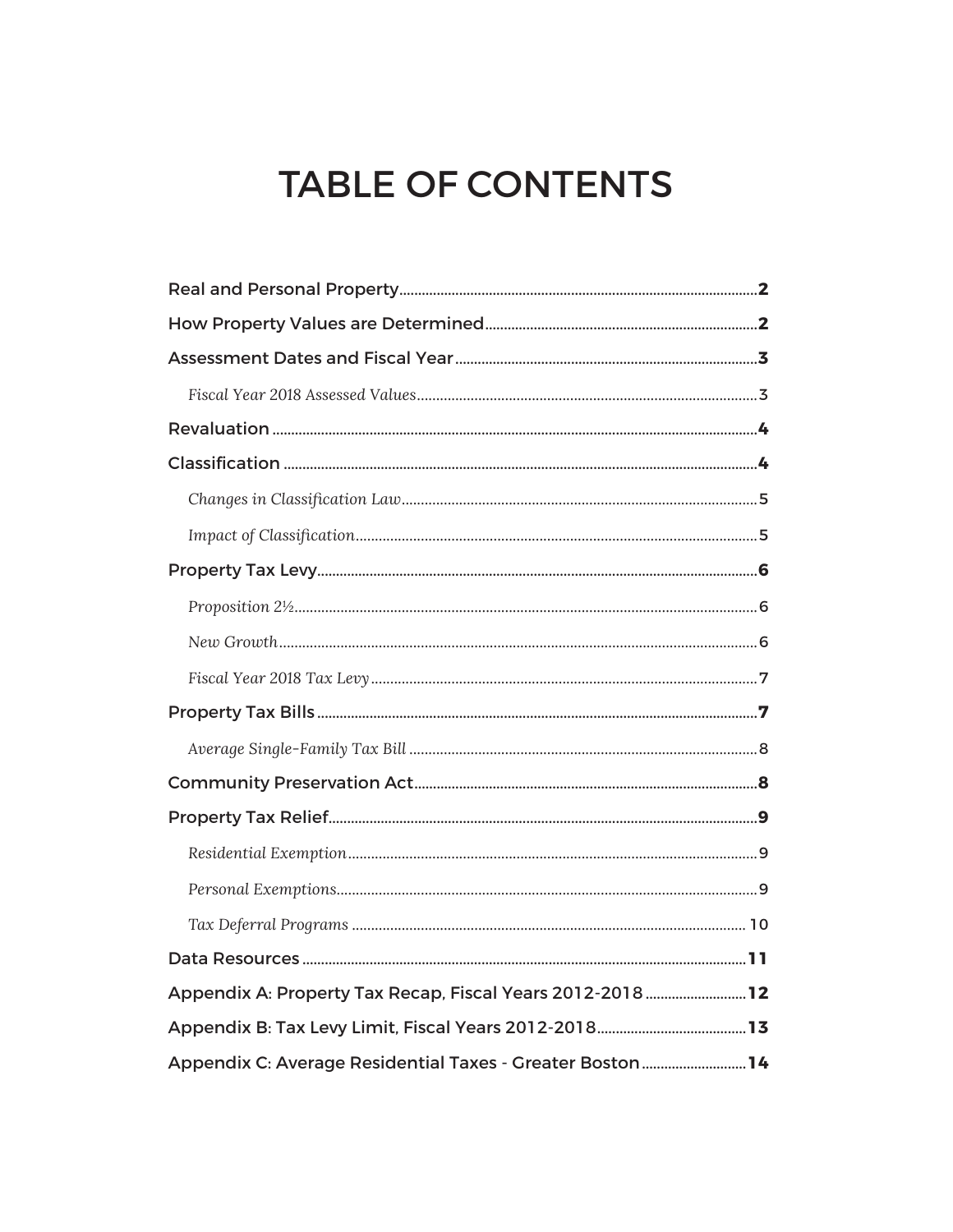# TABLE OF CONTENTS

Real and Personal Property .......... **2**

How Property Values are Determined .......... **2**

Assessment Dates and Fiscal Year .......... **3**

*Fiscal Year 2018 Assessed Values* .......... 3

Revaluation .......... **4**

Classification .......... **4**

*Changes in Classification Law* .......... 5

*Impact of Classification* .......... 5

Property Tax Levy .......... **6**

*Proposition 2½* .......... 6

*New Growth* .......... 6

*Fiscal Year 2018 Tax Levy* .......... 7

Property Tax Bills .......... **7**

*Average Single-Family Tax Bill* .......... 8

Community Preservation Act .......... **8**

Property Tax Relief .......... **9**

*Residential Exemption* .......... 9

*Personal Exemptions* .......... 9

*Tax Deferral Programs* .......... 10

Data Resources .......... **11**

Appendix A: Property Tax Recap, Fiscal Years 2012-2018 .......... **12**

Appendix B: Tax Levy Limit, Fiscal Years 2012-2018 .......... **13**

Appendix C: Average Residential Taxes - Greater Boston .......... **14**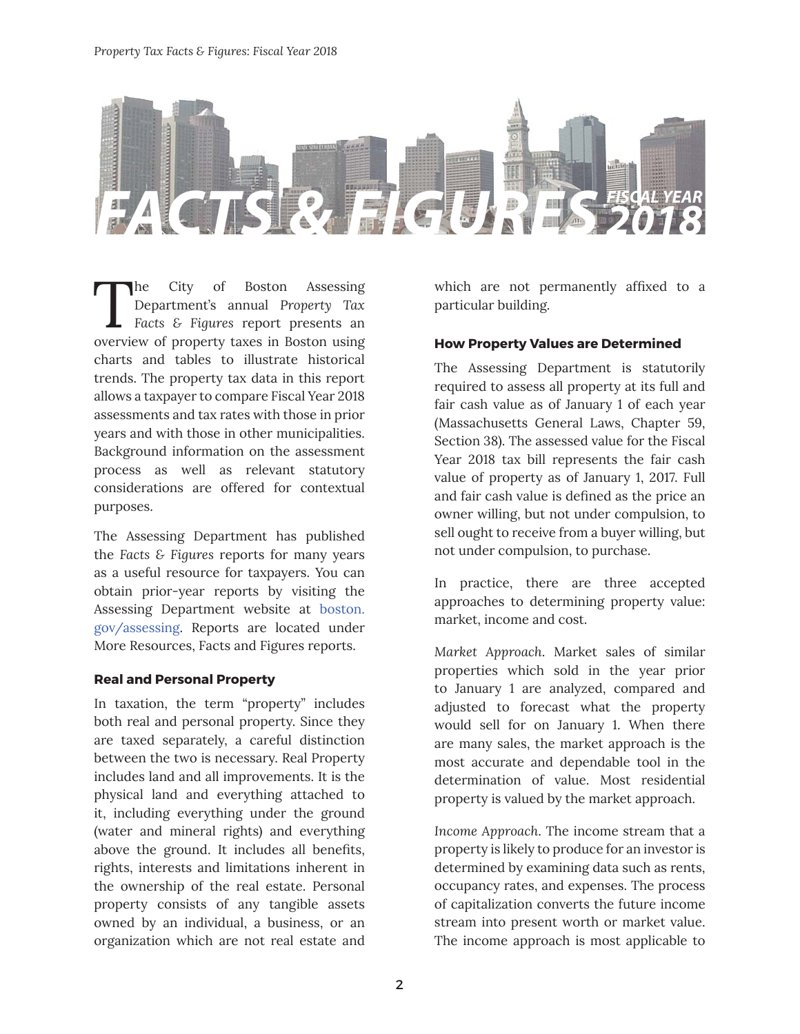# FACTS & FIGURES FISCAL YEAR 2018

The City of Boston Assessing Department's annual *Property Tax Facts & Figures* report presents an overview of property taxes in Boston using charts and tables to illustrate historical trends. The property tax data in this report allows a taxpayer to compare Fiscal Year 2018 assessments and tax rates with those in prior years and with those in other municipalities. Background information on the assessment process as well as relevant statutory considerations are offered for contextual purposes.

The Assessing Department has published the *Facts & Figures* reports for many years as a useful resource for taxpayers. You can obtain prior-year reports by visiting the Assessing Department website at boston.gov/assessing. Reports are located under More Resources, Facts and Figures reports.

### Real and Personal Property

In taxation, the term "property" includes both real and personal property. Since they are taxed separately, a careful distinction between the two is necessary. Real Property includes land and all improvements. It is the physical land and everything attached to it, including everything under the ground (water and mineral rights) and everything above the ground. It includes all benefits, rights, interests and limitations inherent in the ownership of the real estate. Personal property consists of any tangible assets owned by an individual, a business, or an organization which are not real estate and which are not permanently affixed to a particular building.

### How Property Values are Determined

The Assessing Department is statutorily required to assess all property at its full and fair cash value as of January 1 of each year (Massachusetts General Laws, Chapter 59, Section 38). The assessed value for the Fiscal Year 2018 tax bill represents the fair cash value of property as of January 1, 2017. Full and fair cash value is defined as the price an owner willing, but not under compulsion, to sell ought to receive from a buyer willing, but not under compulsion, to purchase.

In practice, there are three accepted approaches to determining property value: market, income and cost.

*Market Approach.* Market sales of similar properties which sold in the year prior to January 1 are analyzed, compared and adjusted to forecast what the property would sell for on January 1. When there are many sales, the market approach is the most accurate and dependable tool in the determination of value. Most residential property is valued by the market approach.

*Income Approach.* The income stream that a property is likely to produce for an investor is determined by examining data such as rents, occupancy rates, and expenses. The process of capitalization converts the future income stream into present worth or market value. The income approach is most applicable to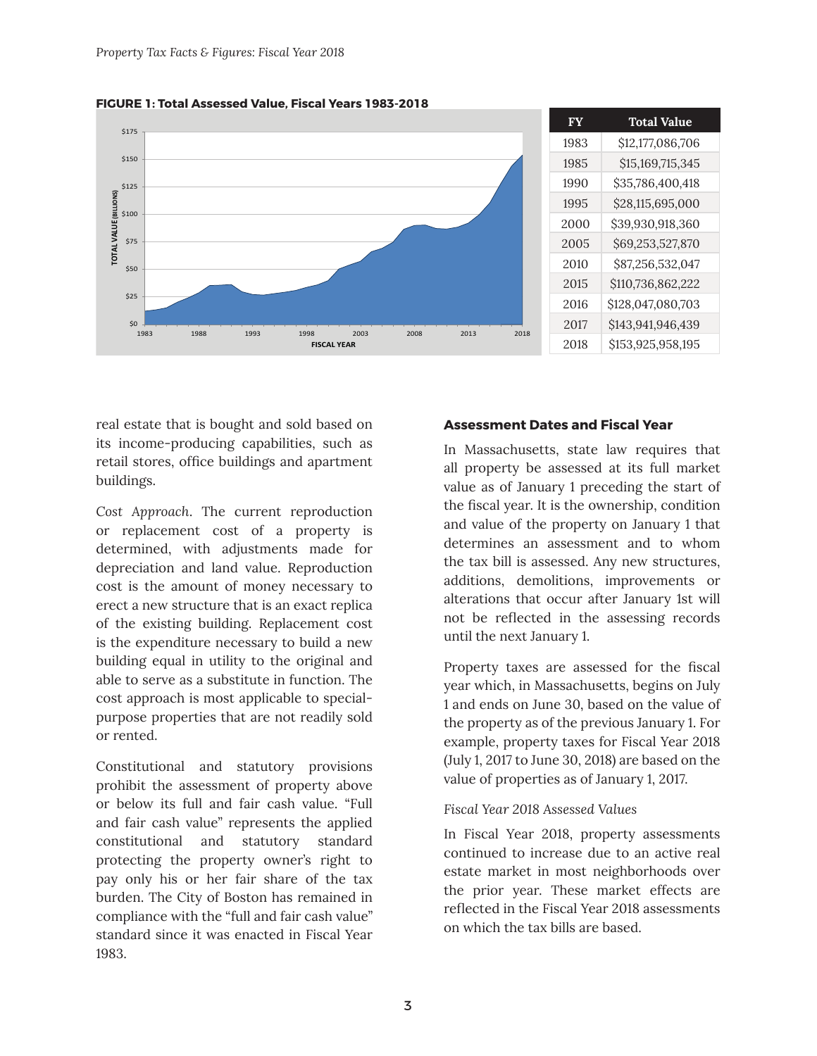**FIGURE 1: Total Assessed Value, Fiscal Years 1983-2018**

| FY | Total Value |
|---|---|
| 1983 | $12,177,086,706 |
| 1985 | $15,169,715,345 |
| 1990 | $35,786,400,418 |
| 1995 | $28,115,695,000 |
| 2000 | $39,930,918,360 |
| 2005 | $69,253,527,870 |
| 2010 | $87,256,532,047 |
| 2015 | $110,736,862,222 |
| 2016 | $128,047,080,703 |
| 2017 | $143,941,946,439 |
| 2018 | $153,925,958,195 |

real estate that is bought and sold based on its income-producing capabilities, such as retail stores, office buildings and apartment buildings.

*Cost Approach*. The current reproduction or replacement cost of a property is determined, with adjustments made for depreciation and land value. Reproduction cost is the amount of money necessary to erect a new structure that is an exact replica of the existing building. Replacement cost is the expenditure necessary to build a new building equal in utility to the original and able to serve as a substitute in function. The cost approach is most applicable to special-purpose properties that are not readily sold or rented.

Constitutional and statutory provisions prohibit the assessment of property above or below its full and fair cash value. "Full and fair cash value" represents the applied constitutional and statutory standard protecting the property owner's right to pay only his or her fair share of the tax burden. The City of Boston has remained in compliance with the "full and fair cash value" standard since it was enacted in Fiscal Year 1983.

### Assessment Dates and Fiscal Year

In Massachusetts, state law requires that all property be assessed at its full market value as of January 1 preceding the start of the fiscal year. It is the ownership, condition and value of the property on January 1 that determines an assessment and to whom the tax bill is assessed. Any new structures, additions, demolitions, improvements or alterations that occur after January 1st will not be reflected in the assessing records until the next January 1.

Property taxes are assessed for the fiscal year which, in Massachusetts, begins on July 1 and ends on June 30, based on the value of the property as of the previous January 1. For example, property taxes for Fiscal Year 2018 (July 1, 2017 to June 30, 2018) are based on the value of properties as of January 1, 2017.

*Fiscal Year 2018 Assessed Values*

In Fiscal Year 2018, property assessments continued to increase due to an active real estate market in most neighborhoods over the prior year. These market effects are reflected in the Fiscal Year 2018 assessments on which the tax bills are based.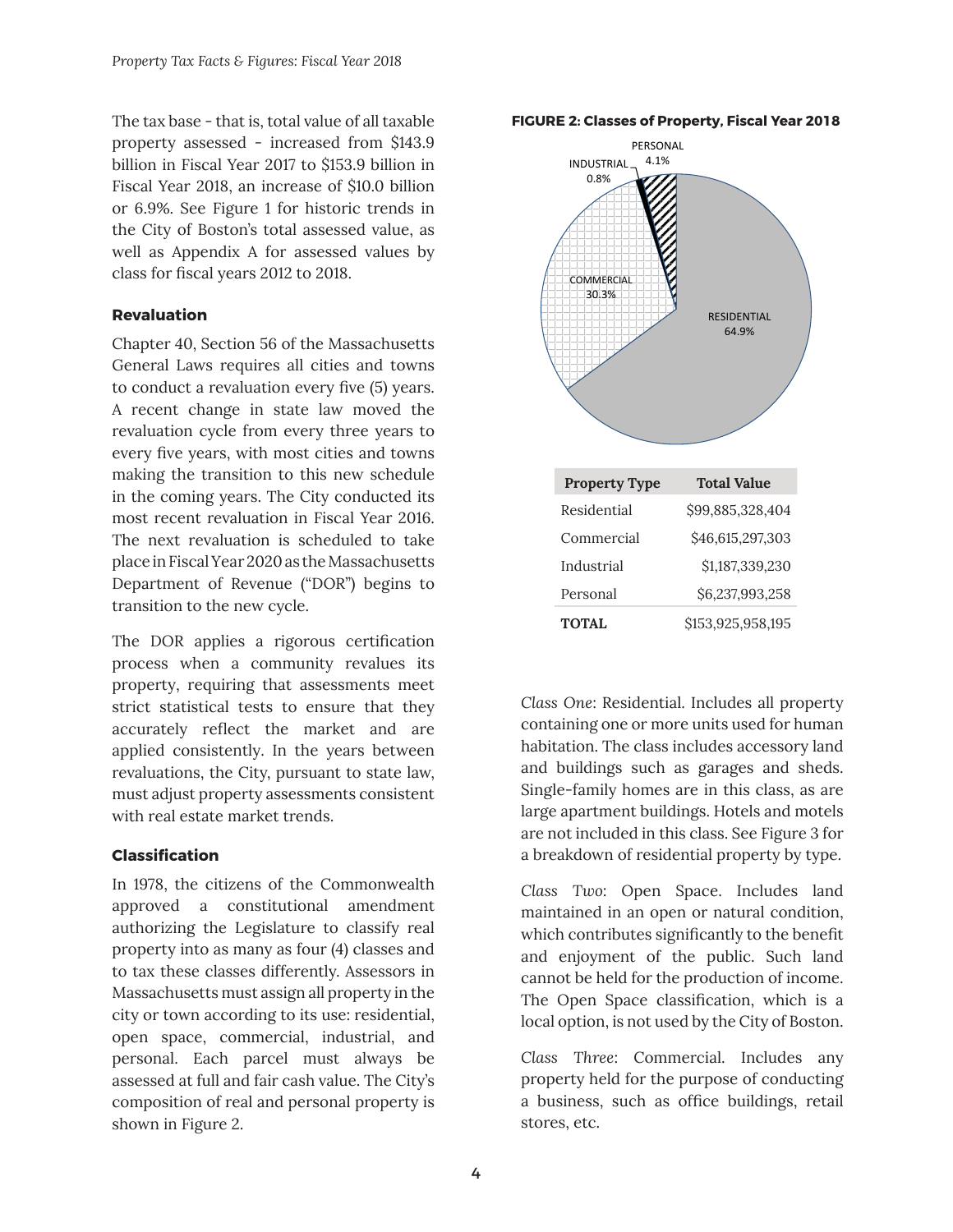The tax base - that is, total value of all taxable property assessed - increased from $143.9 billion in Fiscal Year 2017 to $153.9 billion in Fiscal Year 2018, an increase of $10.0 billion or 6.9%. See Figure 1 for historic trends in the City of Boston's total assessed value, as well as Appendix A for assessed values by class for fiscal years 2012 to 2018.

### Revaluation

Chapter 40, Section 56 of the Massachusetts General Laws requires all cities and towns to conduct a revaluation every five (5) years. A recent change in state law moved the revaluation cycle from every three years to every five years, with most cities and towns making the transition to this new schedule in the coming years. The City conducted its most recent revaluation in Fiscal Year 2016. The next revaluation is scheduled to take place in Fiscal Year 2020 as the Massachusetts Department of Revenue ("DOR") begins to transition to the new cycle.

The DOR applies a rigorous certification process when a community revalues its property, requiring that assessments meet strict statistical tests to ensure that they accurately reflect the market and are applied consistently. In the years between revaluations, the City, pursuant to state law, must adjust property assessments consistent with real estate market trends.

### Classification

In 1978, the citizens of the Commonwealth approved a constitutional amendment authorizing the Legislature to classify real property into as many as four (4) classes and to tax these classes differently. Assessors in Massachusetts must assign all property in the city or town according to its use: residential, open space, commercial, industrial, and personal. Each parcel must always be assessed at full and fair cash value. The City's composition of real and personal property is shown in Figure 2.

**FIGURE 2: Classes of Property, Fiscal Year 2018**

RESIDENTIAL 64.9%
COMMERCIAL 30.3%
INDUSTRIAL 0.8%
PERSONAL 4.1%

| Property Type | Total Value |
|---|---|
| Residential | $99,885,328,404 |
| Commercial | $46,615,297,303 |
| Industrial | $1,187,339,230 |
| Personal | $6,237,993,258 |
| **TOTAL** | $153,925,958,195 |

*Class One*: Residential. Includes all property containing one or more units used for human habitation. The class includes accessory land and buildings such as garages and sheds. Single-family homes are in this class, as are large apartment buildings. Hotels and motels are not included in this class. See Figure 3 for a breakdown of residential property by type.

*Class Two*: Open Space. Includes land maintained in an open or natural condition, which contributes significantly to the benefit and enjoyment of the public. Such land cannot be held for the production of income. The Open Space classification, which is a local option, is not used by the City of Boston.

*Class Three*: Commercial. Includes any property held for the purpose of conducting a business, such as office buildings, retail stores, etc.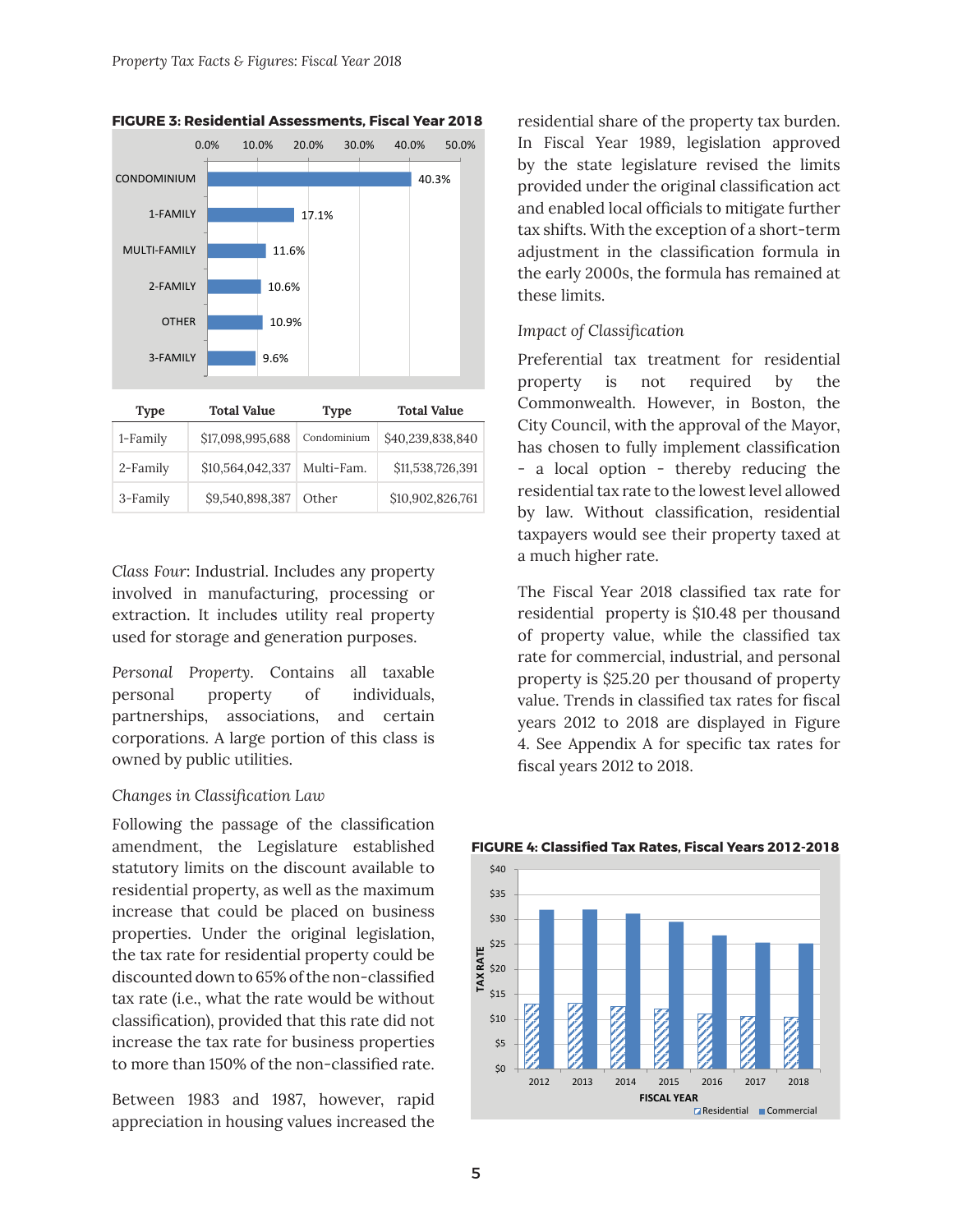**FIGURE 3: Residential Assessments, Fiscal Year 2018**

| Type | Total Value | Type | Total Value |
|---|---|---|---|
| 1-Family | $17,098,995,688 | Condominium | $40,239,838,840 |
| 2-Family | $10,564,042,337 | Multi-Fam. | $11,538,726,391 |
| 3-Family | $9,540,898,387 | Other | $10,902,826,761 |

*Class Four*: Industrial. Includes any property involved in manufacturing, processing or extraction. It includes utility real property used for storage and generation purposes.

*Personal Property*. Contains all taxable personal property of individuals, partnerships, associations, and certain corporations. A large portion of this class is owned by public utilities.

*Changes in Classification Law*

Following the passage of the classification amendment, the Legislature established statutory limits on the discount available to residential property, as well as the maximum increase that could be placed on business properties. Under the original legislation, the tax rate for residential property could be discounted down to 65% of the non-classified tax rate (i.e., what the rate would be without classification), provided that this rate did not increase the tax rate for business properties to more than 150% of the non-classified rate.

Between 1983 and 1987, however, rapid appreciation in housing values increased the residential share of the property tax burden. In Fiscal Year 1989, legislation approved by the state legislature revised the limits provided under the original classification act and enabled local officials to mitigate further tax shifts. With the exception of a short-term adjustment in the classification formula in the early 2000s, the formula has remained at these limits.

*Impact of Classification*

Preferential tax treatment for residential property is not required by the Commonwealth. However, in Boston, the City Council, with the approval of the Mayor, has chosen to fully implement classification - a local option - thereby reducing the residential tax rate to the lowest level allowed by law. Without classification, residential taxpayers would see their property taxed at a much higher rate.

The Fiscal Year 2018 classified tax rate for residential property is $10.48 per thousand of property value, while the classified tax rate for commercial, industrial, and personal property is $25.20 per thousand of property value. Trends in classified tax rates for fiscal years 2012 to 2018 are displayed in Figure 4. See Appendix A for specific tax rates for fiscal years 2012 to 2018.

**FIGURE 4: Classified Tax Rates, Fiscal Years 2012-2018**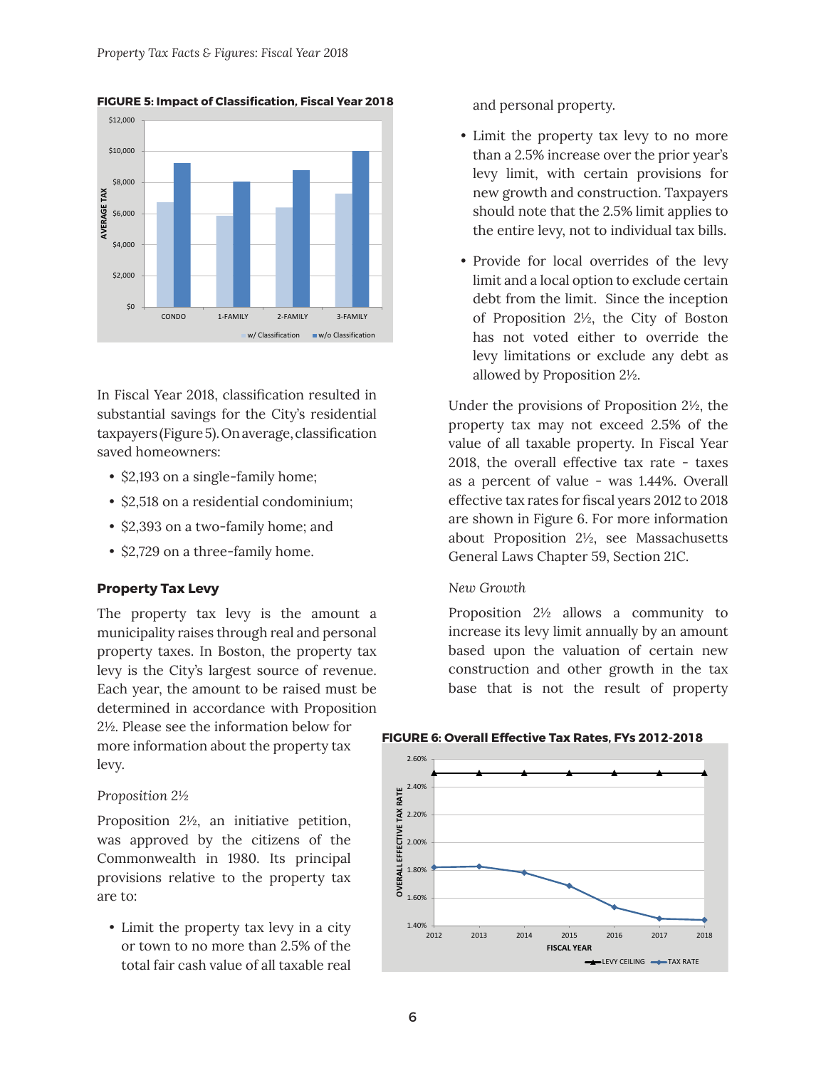**FIGURE 5: Impact of Classification, Fiscal Year 2018**

In Fiscal Year 2018, classification resulted in substantial savings for the City's residential taxpayers (Figure 5). On average, classification saved homeowners:

- $2,193 on a single-family home;
- $2,518 on a residential condominium;
- $2,393 on a two-family home; and
- $2,729 on a three-family home.

### Property Tax Levy

The property tax levy is the amount a municipality raises through real and personal property taxes. In Boston, the property tax levy is the City's largest source of revenue. Each year, the amount to be raised must be determined in accordance with Proposition 2½. Please see the information below for more information about the property tax levy.

*Proposition 2½*

Proposition 2½, an initiative petition, was approved by the citizens of the Commonwealth in 1980. Its principal provisions relative to the property tax are to:

- Limit the property tax levy in a city or town to no more than 2.5% of the total fair cash value of all taxable real and personal property.
- Limit the property tax levy to no more than a 2.5% increase over the prior year's levy limit, with certain provisions for new growth and construction. Taxpayers should note that the 2.5% limit applies to the entire levy, not to individual tax bills.
- Provide for local overrides of the levy limit and a local option to exclude certain debt from the limit. Since the inception of Proposition 2½, the City of Boston has not voted either to override the levy limitations or exclude any debt as allowed by Proposition 2½.

Under the provisions of Proposition 2½, the property tax may not exceed 2.5% of the value of all taxable property. In Fiscal Year 2018, the overall effective tax rate - taxes as a percent of value - was 1.44%. Overall effective tax rates for fiscal years 2012 to 2018 are shown in Figure 6. For more information about Proposition 2½, see Massachusetts General Laws Chapter 59, Section 21C.

*New Growth*

Proposition 2½ allows a community to increase its levy limit annually by an amount based upon the valuation of certain new construction and other growth in the tax base that is not the result of property

**FIGURE 6: Overall Effective Tax Rates, FYs 2012-2018**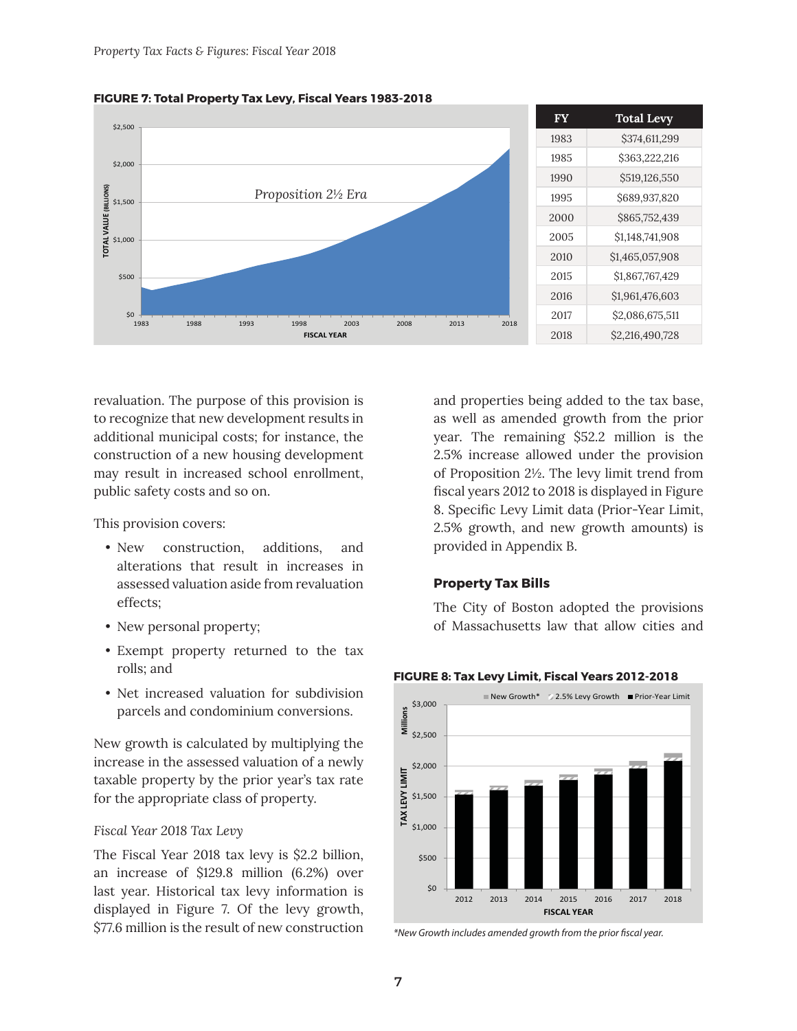**FIGURE 7: Total Property Tax Levy, Fiscal Years 1983-2018**

| FY | Total Levy |
|---|---|
| 1983 | $374,611,299 |
| 1985 | $363,222,216 |
| 1990 | $519,126,550 |
| 1995 | $689,937,820 |
| 2000 | $865,752,439 |
| 2005 | $1,148,741,908 |
| 2010 | $1,465,057,908 |
| 2015 | $1,867,767,429 |
| 2016 | $1,961,476,603 |
| 2017 | $2,086,675,511 |
| 2018 | $2,216,490,728 |

revaluation. The purpose of this provision is to recognize that new development results in additional municipal costs; for instance, the construction of a new housing development may result in increased school enrollment, public safety costs and so on.

This provision covers:

- New construction, additions, and alterations that result in increases in assessed valuation aside from revaluation effects;
- New personal property;
- Exempt property returned to the tax rolls; and
- Net increased valuation for subdivision parcels and condominium conversions.

New growth is calculated by multiplying the increase in the assessed valuation of a newly taxable property by the prior year's tax rate for the appropriate class of property.

*Fiscal Year 2018 Tax Levy*

The Fiscal Year 2018 tax levy is $2.2 billion, an increase of $129.8 million (6.2%) over last year. Historical tax levy information is displayed in Figure 7. Of the levy growth, $77.6 million is the result of new construction and properties being added to the tax base, as well as amended growth from the prior year. The remaining $52.2 million is the 2.5% increase allowed under the provision of Proposition 2½. The levy limit trend from fiscal years 2012 to 2018 is displayed in Figure 8. Specific Levy Limit data (Prior-Year Limit, 2.5% growth, and new growth amounts) is provided in Appendix B.

### Property Tax Bills

The City of Boston adopted the provisions of Massachusetts law that allow cities and

**FIGURE 8: Tax Levy Limit, Fiscal Years 2012-2018**

*New Growth includes amended growth from the prior fiscal year.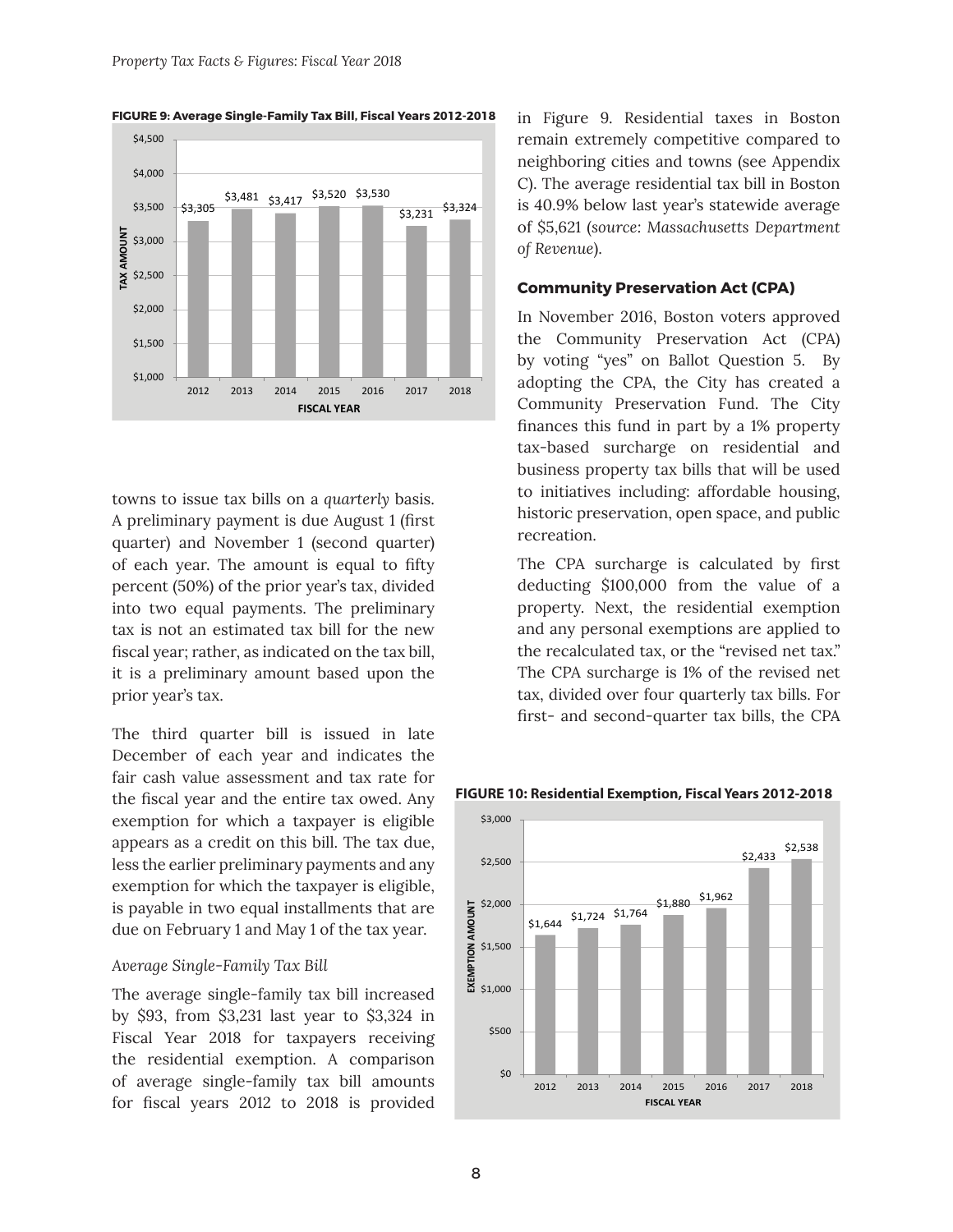**FIGURE 9: Average Single-Family Tax Bill, Fiscal Years 2012-2018**

| Fiscal Year | Tax Amount |
|---|---|
| 2012 | $3,305 |
| 2013 | $3,481 |
| 2014 | $3,417 |
| 2015 | $3,520 |
| 2016 | $3,530 |
| 2017 | $3,231 |
| 2018 | $3,324 |

towns to issue tax bills on a *quarterly* basis. A preliminary payment is due August 1 (first quarter) and November 1 (second quarter) of each year. The amount is equal to fifty percent (50%) of the prior year's tax, divided into two equal payments. The preliminary tax is not an estimated tax bill for the new fiscal year; rather, as indicated on the tax bill, it is a preliminary amount based upon the prior year's tax.

The third quarter bill is issued in late December of each year and indicates the fair cash value assessment and tax rate for the fiscal year and the entire tax owed. Any exemption for which a taxpayer is eligible appears as a credit on this bill. The tax due, less the earlier preliminary payments and any exemption for which the taxpayer is eligible, is payable in two equal installments that are due on February 1 and May 1 of the tax year.

*Average Single-Family Tax Bill*

The average single-family tax bill increased by $93, from $3,231 last year to $3,324 in Fiscal Year 2018 for taxpayers receiving the residential exemption. A comparison of average single-family tax bill amounts for fiscal years 2012 to 2018 is provided in Figure 9. Residential taxes in Boston remain extremely competitive compared to neighboring cities and towns (see Appendix C). The average residential tax bill in Boston is 40.9% below last year's statewide average of $5,621 (*source: Massachusetts Department of Revenue*).

**Community Preservation Act (CPA)**

In November 2016, Boston voters approved the Community Preservation Act (CPA) by voting "yes" on Ballot Question 5. By adopting the CPA, the City has created a Community Preservation Fund. The City finances this fund in part by a 1% property tax-based surcharge on residential and business property tax bills that will be used to initiatives including: affordable housing, historic preservation, open space, and public recreation.

The CPA surcharge is calculated by first deducting $100,000 from the value of a property. Next, the residential exemption and any personal exemptions are applied to the recalculated tax, or the "revised net tax." The CPA surcharge is 1% of the revised net tax, divided over four quarterly tax bills. For first- and second-quarter tax bills, the CPA

**FIGURE 10: Residential Exemption, Fiscal Years 2012-2018**

| Fiscal Year | Exemption Amount |
|---|---|
| 2012 | $1,644 |
| 2013 | $1,724 |
| 2014 | $1,764 |
| 2015 | $1,880 |
| 2016 | $1,962 |
| 2017 | $2,433 |
| 2018 | $2,538 |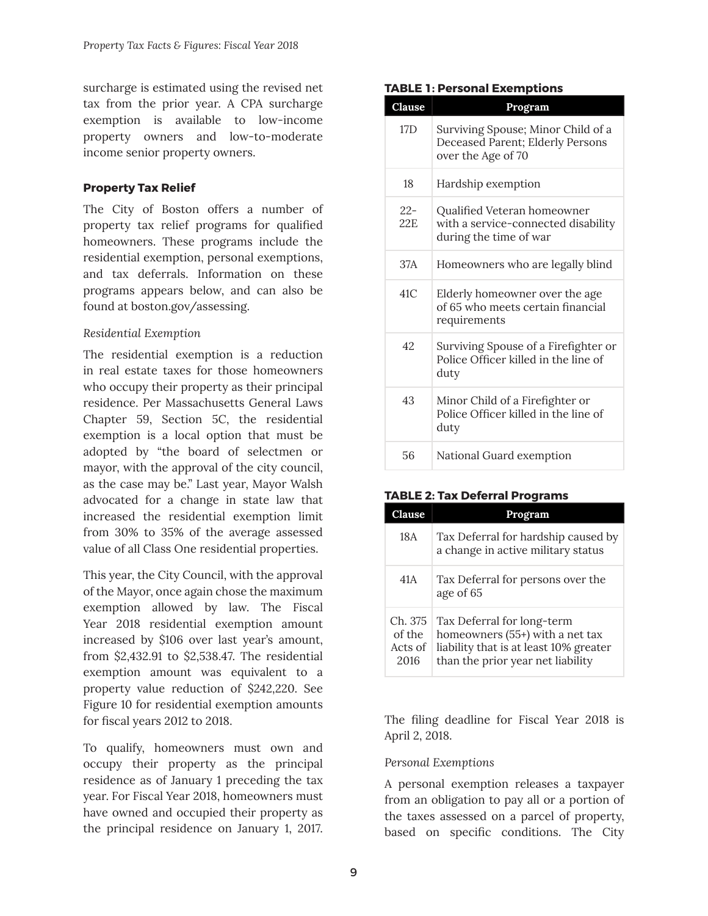surcharge is estimated using the revised net tax from the prior year. A CPA surcharge exemption is available to low-income property owners and low-to-moderate income senior property owners.

### Property Tax Relief

The City of Boston offers a number of property tax relief programs for qualified homeowners. These programs include the residential exemption, personal exemptions, and tax deferrals. Information on these programs appears below, and can also be found at boston.gov/assessing.

*Residential Exemption*

The residential exemption is a reduction in real estate taxes for those homeowners who occupy their property as their principal residence. Per Massachusetts General Laws Chapter 59, Section 5C, the residential exemption is a local option that must be adopted by "the board of selectmen or mayor, with the approval of the city council, as the case may be." Last year, Mayor Walsh advocated for a change in state law that increased the residential exemption limit from 30% to 35% of the average assessed value of all Class One residential properties.

This year, the City Council, with the approval of the Mayor, once again chose the maximum exemption allowed by law. The Fiscal Year 2018 residential exemption amount increased by $106 over last year's amount, from $2,432.91 to $2,538.47. The residential exemption amount was equivalent to a property value reduction of $242,220. See Figure 10 for residential exemption amounts for fiscal years 2012 to 2018.

To qualify, homeowners must own and occupy their property as the principal residence as of January 1 preceding the tax year. For Fiscal Year 2018, homeowners must have owned and occupied their property as the principal residence on January 1, 2017.

**TABLE 1: Personal Exemptions**

| Clause | Program |
|---|---|
| 17D | Surviving Spouse; Minor Child of a Deceased Parent; Elderly Persons over the Age of 70 |
| 18 | Hardship exemption |
| 22-22E | Qualified Veteran homeowner with a service-connected disability during the time of war |
| 37A | Homeowners who are legally blind |
| 41C | Elderly homeowner over the age of 65 who meets certain financial requirements |
| 42 | Surviving Spouse of a Firefighter or Police Officer killed in the line of duty |
| 43 | Minor Child of a Firefighter or Police Officer killed in the line of duty |
| 56 | National Guard exemption |

**TABLE 2: Tax Deferral Programs**

| Clause | Program |
|---|---|
| 18A | Tax Deferral for hardship caused by a change in active military status |
| 41A | Tax Deferral for persons over the age of 65 |
| Ch. 375 of the Acts of 2016 | Tax Deferral for long-term homeowners (55+) with a net tax liability that is at least 10% greater than the prior year net liability |

The filing deadline for Fiscal Year 2018 is April 2, 2018.

*Personal Exemptions*

A personal exemption releases a taxpayer from an obligation to pay all or a portion of the taxes assessed on a parcel of property, based on specific conditions. The City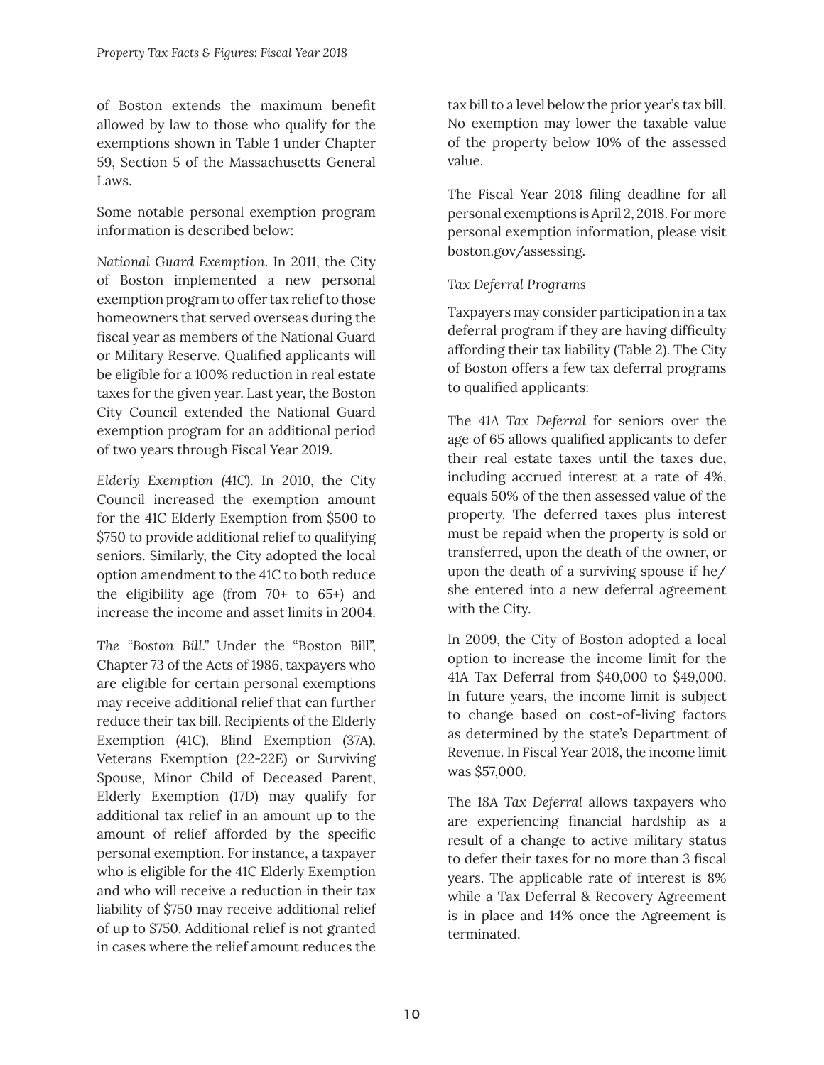of Boston extends the maximum benefit allowed by law to those who qualify for the exemptions shown in Table 1 under Chapter 59, Section 5 of the Massachusetts General Laws.

Some notable personal exemption program information is described below:

*National Guard Exemption*. In 2011, the City of Boston implemented a new personal exemption program to offer tax relief to those homeowners that served overseas during the fiscal year as members of the National Guard or Military Reserve. Qualified applicants will be eligible for a 100% reduction in real estate taxes for the given year. Last year, the Boston City Council extended the National Guard exemption program for an additional period of two years through Fiscal Year 2019.

*Elderly Exemption (41C)*. In 2010, the City Council increased the exemption amount for the 41C Elderly Exemption from $500 to $750 to provide additional relief to qualifying seniors. Similarly, the City adopted the local option amendment to the 41C to both reduce the eligibility age (from 70+ to 65+) and increase the income and asset limits in 2004.

*The "Boston Bill."* Under the "Boston Bill", Chapter 73 of the Acts of 1986, taxpayers who are eligible for certain personal exemptions may receive additional relief that can further reduce their tax bill. Recipients of the Elderly Exemption (41C), Blind Exemption (37A), Veterans Exemption (22-22E) or Surviving Spouse, Minor Child of Deceased Parent, Elderly Exemption (17D) may qualify for additional tax relief in an amount up to the amount of relief afforded by the specific personal exemption. For instance, a taxpayer who is eligible for the 41C Elderly Exemption and who will receive a reduction in their tax liability of $750 may receive additional relief of up to $750. Additional relief is not granted in cases where the relief amount reduces the tax bill to a level below the prior year's tax bill. No exemption may lower the taxable value of the property below 10% of the assessed value.

The Fiscal Year 2018 filing deadline for all personal exemptions is April 2, 2018. For more personal exemption information, please visit boston.gov/assessing.

*Tax Deferral Programs*

Taxpayers may consider participation in a tax deferral program if they are having difficulty affording their tax liability (Table 2). The City of Boston offers a few tax deferral programs to qualified applicants:

The *41A Tax Deferral* for seniors over the age of 65 allows qualified applicants to defer their real estate taxes until the taxes due, including accrued interest at a rate of 4%, equals 50% of the then assessed value of the property. The deferred taxes plus interest must be repaid when the property is sold or transferred, upon the death of the owner, or upon the death of a surviving spouse if he/she entered into a new deferral agreement with the City.

In 2009, the City of Boston adopted a local option to increase the income limit for the 41A Tax Deferral from $40,000 to $49,000. In future years, the income limit is subject to change based on cost-of-living factors as determined by the state's Department of Revenue. In Fiscal Year 2018, the income limit was $57,000.

The *18A Tax Deferral* allows taxpayers who are experiencing financial hardship as a result of a change to active military status to defer their taxes for no more than 3 fiscal years. The applicable rate of interest is 8% while a Tax Deferral & Recovery Agreement is in place and 14% once the Agreement is terminated.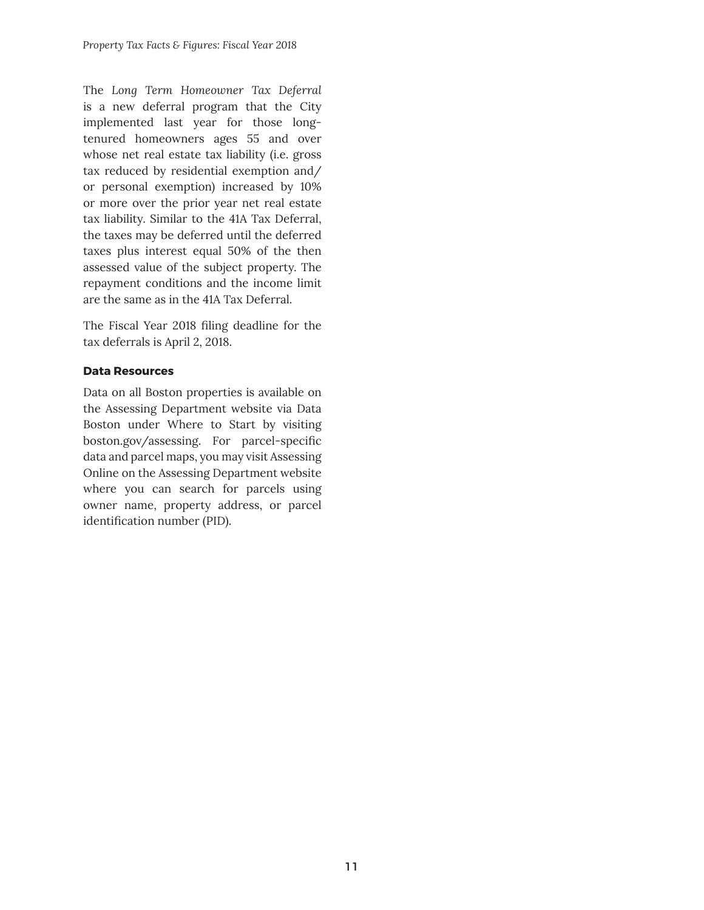The *Long Term Homeowner Tax Deferral* is a new deferral program that the City implemented last year for those long-tenured homeowners ages 55 and over whose net real estate tax liability (i.e. gross tax reduced by residential exemption and/or personal exemption) increased by 10% or more over the prior year net real estate tax liability. Similar to the 41A Tax Deferral, the taxes may be deferred until the deferred taxes plus interest equal 50% of the then assessed value of the subject property. The repayment conditions and the income limit are the same as in the 41A Tax Deferral.

The Fiscal Year 2018 filing deadline for the tax deferrals is April 2, 2018.

**Data Resources**

Data on all Boston properties is available on the Assessing Department website via Data Boston under Where to Start by visiting boston.gov/assessing. For parcel-specific data and parcel maps, you may visit Assessing Online on the Assessing Department website where you can search for parcels using owner name, property address, or parcel identification number (PID).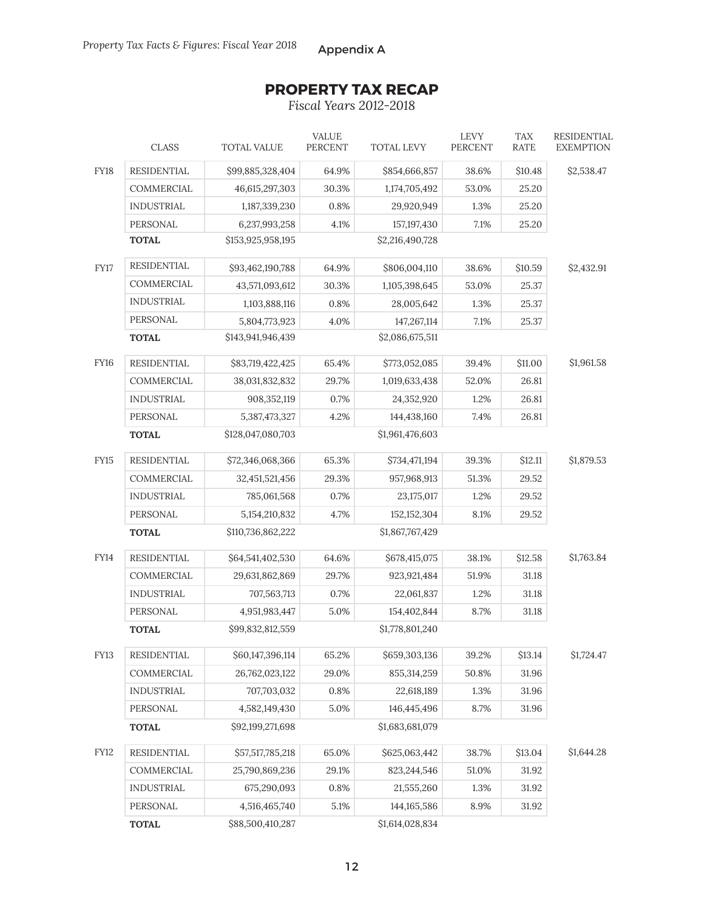Appendix A

## PROPERTY TAX RECAP

*Fiscal Years 2012-2018*

| | CLASS | TOTAL VALUE | VALUE PERCENT | TOTAL LEVY | LEVY PERCENT | TAX RATE | RESIDENTIAL EXEMPTION |
|---|---|---|---|---|---|---|---|
| FY18 | RESIDENTIAL | $99,885,328,404 | 64.9% | $854,666,857 | 38.6% | $10.48 | $2,538.47 |
| | COMMERCIAL | 46,615,297,303 | 30.3% | 1,174,705,492 | 53.0% | 25.20 | |
| | INDUSTRIAL | 1,187,339,230 | 0.8% | 29,920,949 | 1.3% | 25.20 | |
| | PERSONAL | 6,237,993,258 | 4.1% | 157,197,430 | 7.1% | 25.20 | |
| | **TOTAL** | $153,925,958,195 | | $2,216,490,728 | | | |
| FY17 | RESIDENTIAL | $93,462,190,788 | 64.9% | $806,004,110 | 38.6% | $10.59 | $2,432.91 |
| | COMMERCIAL | 43,571,093,612 | 30.3% | 1,105,398,645 | 53.0% | 25.37 | |
| | INDUSTRIAL | 1,103,888,116 | 0.8% | 28,005,642 | 1.3% | 25.37 | |
| | PERSONAL | 5,804,773,923 | 4.0% | 147,267,114 | 7.1% | 25.37 | |
| | **TOTAL** | $143,941,946,439 | | $2,086,675,511 | | | |
| FY16 | RESIDENTIAL | $83,719,422,425 | 65.4% | $773,052,085 | 39.4% | $11.00 | $1,961.58 |
| | COMMERCIAL | 38,031,832,832 | 29.7% | 1,019,633,438 | 52.0% | 26.81 | |
| | INDUSTRIAL | 908,352,119 | 0.7% | 24,352,920 | 1.2% | 26.81 | |
| | PERSONAL | 5,387,473,327 | 4.2% | 144,438,160 | 7.4% | 26.81 | |
| | **TOTAL** | $128,047,080,703 | | $1,961,476,603 | | | |
| FY15 | RESIDENTIAL | $72,346,068,366 | 65.3% | $734,471,194 | 39.3% | $12.11 | $1,879.53 |
| | COMMERCIAL | 32,451,521,456 | 29.3% | 957,968,913 | 51.3% | 29.52 | |
| | INDUSTRIAL | 785,061,568 | 0.7% | 23,175,017 | 1.2% | 29.52 | |
| | PERSONAL | 5,154,210,832 | 4.7% | 152,152,304 | 8.1% | 29.52 | |
| | **TOTAL** | $110,736,862,222 | | $1,867,767,429 | | | |
| FY14 | RESIDENTIAL | $64,541,402,530 | 64.6% | $678,415,075 | 38.1% | $12.58 | $1,763.84 |
| | COMMERCIAL | 29,631,862,869 | 29.7% | 923,921,484 | 51.9% | 31.18 | |
| | INDUSTRIAL | 707,563,713 | 0.7% | 22,061,837 | 1.2% | 31.18 | |
| | PERSONAL | 4,951,983,447 | 5.0% | 154,402,844 | 8.7% | 31.18 | |
| | **TOTAL** | $99,832,812,559 | | $1,778,801,240 | | | |
| FY13 | RESIDENTIAL | $60,147,396,114 | 65.2% | $659,303,136 | 39.2% | $13.14 | $1,724.47 |
| | COMMERCIAL | 26,762,023,122 | 29.0% | 855,314,259 | 50.8% | 31.96 | |
| | INDUSTRIAL | 707,703,032 | 0.8% | 22,618,189 | 1.3% | 31.96 | |
| | PERSONAL | 4,582,149,430 | 5.0% | 146,445,496 | 8.7% | 31.96 | |
| | **TOTAL** | $92,199,271,698 | | $1,683,681,079 | | | |
| FY12 | RESIDENTIAL | $57,517,785,218 | 65.0% | $625,063,442 | 38.7% | $13.04 | $1,644.28 |
| | COMMERCIAL | 25,790,869,236 | 29.1% | 823,244,546 | 51.0% | 31.92 | |
| | INDUSTRIAL | 675,290,093 | 0.8% | 21,555,260 | 1.3% | 31.92 | |
| | PERSONAL | 4,516,465,740 | 5.1% | 144,165,586 | 8.9% | 31.92 | |
| | **TOTAL** | $88,500,410,287 | | $1,614,028,834 | | | |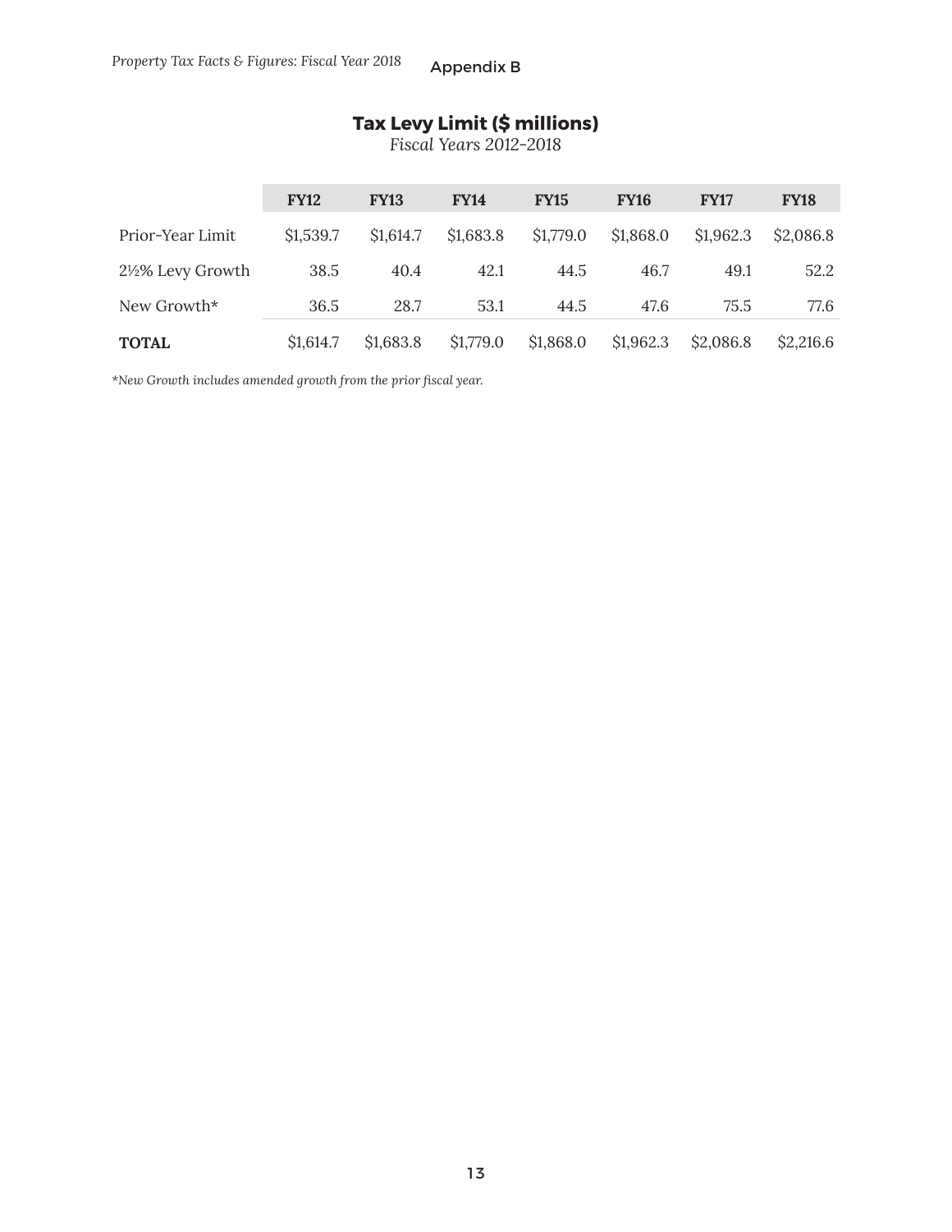Appendix B

## Tax Levy Limit ($ millions)

*Fiscal Years 2012-2018*

| | FY12 | FY13 | FY14 | FY15 | FY16 | FY17 | FY18 |
|---|---|---|---|---|---|---|---|
| Prior-Year Limit | $1,539.7 | $1,614.7 | $1,683.8 | $1,779.0 | $1,868.0 | $1,962.3 | $2,086.8 |
| 2½% Levy Growth | 38.5 | 40.4 | 42.1 | 44.5 | 46.7 | 49.1 | 52.2 |
| New Growth* | 36.5 | 28.7 | 53.1 | 44.5 | 47.6 | 75.5 | 77.6 |
| **TOTAL** | $1,614.7 | $1,683.8 | $1,779.0 | $1,868.0 | $1,962.3 | $2,086.8 | $2,216.6 |

*\*New Growth includes amended growth from the prior fiscal year.*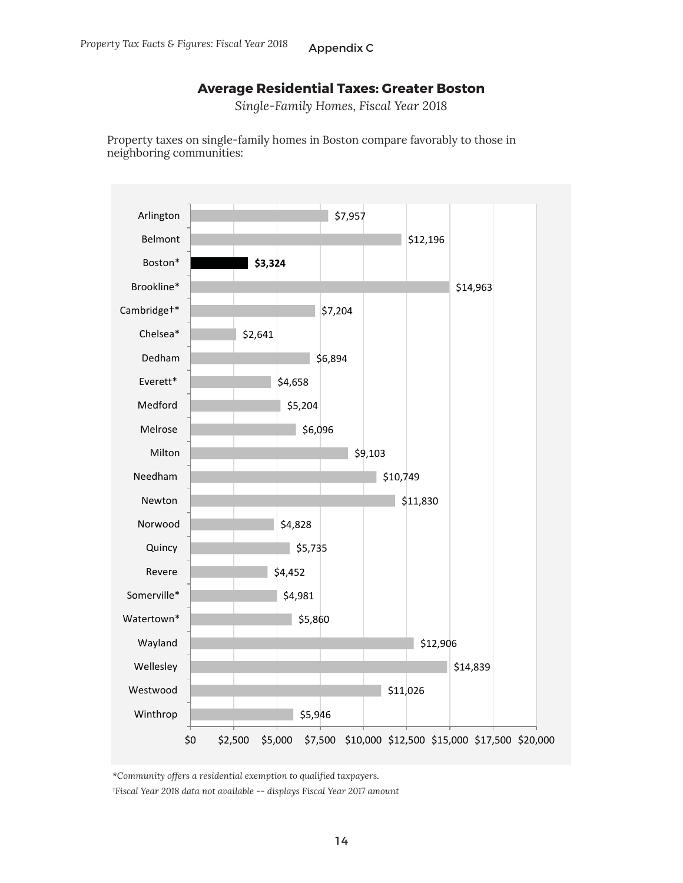## Average Residential Taxes: Greater Boston

*Single-Family Homes, Fiscal Year 2018*

Property taxes on single-family homes in Boston compare favorably to those in neighboring communities:

Arlington $7,957
Belmont $12,196
Boston* **$3,324**
Brookline* $14,963
Cambridge†* $7,204
Chelsea* $2,641
Dedham $6,894
Everett* $4,658
Medford $5,204
Melrose $6,096
Milton $9,103
Needham $10,749
Newton $11,830
Norwood $4,828
Quincy $5,735
Revere $4,452
Somerville* $4,981
Watertown* $5,860
Wayland $12,906
Wellesley $14,839
Westwood $11,026
Winthrop $5,946

$0 $2,500 $5,000 $7,500 $10,000 $12,500 $15,000 $17,500 $20,000

*\*Community offers a residential exemption to qualified taxpayers.*

*†Fiscal Year 2018 data not available -- displays Fiscal Year 2017 amount*